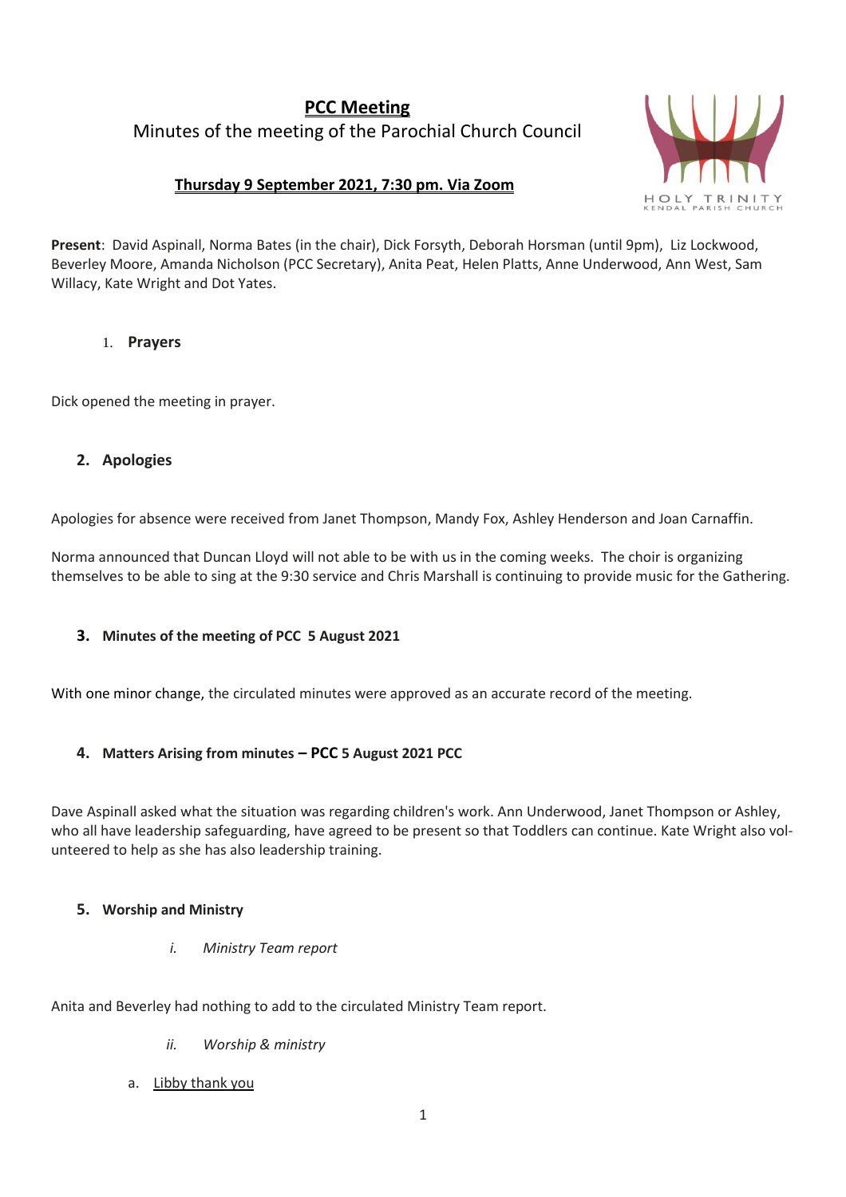# PCC Meeting

Minutes of the meeting of the Parochial Church Council

**Thursday 9 September 2021, 7:30 pm. Via Zoom**

**Present**: David Aspinall, Norma Bates (in the chair), Dick Forsyth, Deborah Horsman (until 9pm), Liz Lockwood, Beverley Moore, Amanda Nicholson (PCC Secretary), Anita Peat, Helen Platts, Anne Underwood, Ann West, Sam Willacy, Kate Wright and Dot Yates.

## 1. Prayers

Dick opened the meeting in prayer.

## 2. Apologies

Apologies for absence were received from Janet Thompson, Mandy Fox, Ashley Henderson and Joan Carnaffin.

Norma announced that Duncan Lloyd will not able to be with us in the coming weeks. The choir is organizing themselves to be able to sing at the 9:30 service and Chris Marshall is continuing to provide music for the Gathering.

## 3. Minutes of the meeting of PCC 5 August 2021

With one minor change, the circulated minutes were approved as an accurate record of the meeting.

## 4. Matters Arising from minutes – PCC 5 August 2021 PCC

Dave Aspinall asked what the situation was regarding children's work. Ann Underwood, Janet Thompson or Ashley, who all have leadership safeguarding, have agreed to be present so that Toddlers can continue. Kate Wright also volunteered to help as she has also leadership training.

## 5. Worship and Ministry

*i. Ministry Team report*

Anita and Beverley had nothing to add to the circulated Ministry Team report.

*ii. Worship & ministry*

a. Libby thank you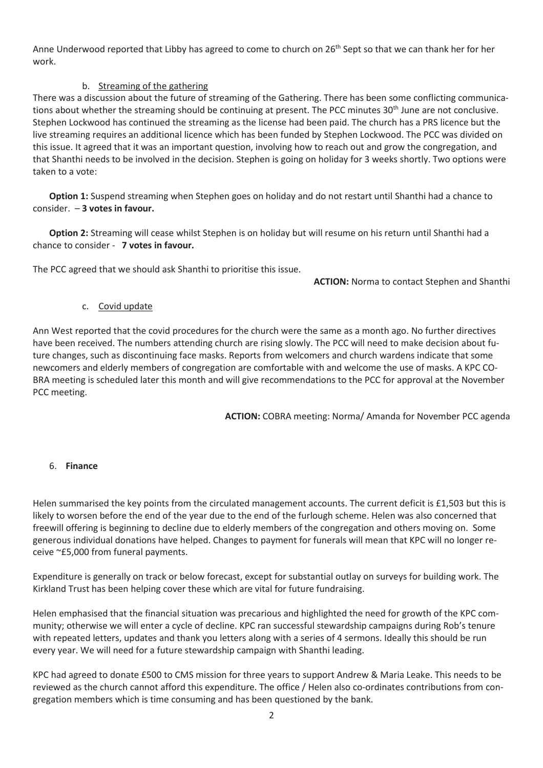Anne Underwood reported that Libby has agreed to come to church on 26th Sept so that we can thank her for her work.

b. Streaming of the gathering

There was a discussion about the future of streaming of the Gathering. There has been some conflicting communications about whether the streaming should be continuing at present. The PCC minutes 30th June are not conclusive. Stephen Lockwood has continued the streaming as the license had been paid. The church has a PRS licence but the live streaming requires an additional licence which has been funded by Stephen Lockwood. The PCC was divided on this issue. It agreed that it was an important question, involving how to reach out and grow the congregation, and that Shanthi needs to be involved in the decision. Stephen is going on holiday for 3 weeks shortly. Two options were taken to a vote:

**Option 1:** Suspend streaming when Stephen goes on holiday and do not restart until Shanthi had a chance to consider. – **3 votes in favour.**

**Option 2:** Streaming will cease whilst Stephen is on holiday but will resume on his return until Shanthi had a chance to consider - **7 votes in favour.**

The PCC agreed that we should ask Shanthi to prioritise this issue.

**ACTION:** Norma to contact Stephen and Shanthi

c. Covid update

Ann West reported that the covid procedures for the church were the same as a month ago. No further directives have been received. The numbers attending church are rising slowly. The PCC will need to make decision about future changes, such as discontinuing face masks. Reports from welcomers and church wardens indicate that some newcomers and elderly members of congregation are comfortable with and welcome the use of masks. A KPC COBRA meeting is scheduled later this month and will give recommendations to the PCC for approval at the November PCC meeting.

**ACTION:** COBRA meeting: Norma/ Amanda for November PCC agenda

6. **Finance**

Helen summarised the key points from the circulated management accounts. The current deficit is £1,503 but this is likely to worsen before the end of the year due to the end of the furlough scheme. Helen was also concerned that freewill offering is beginning to decline due to elderly members of the congregation and others moving on. Some generous individual donations have helped. Changes to payment for funerals will mean that KPC will no longer receive ~£5,000 from funeral payments.

Expenditure is generally on track or below forecast, except for substantial outlay on surveys for building work. The Kirkland Trust has been helping cover these which are vital for future fundraising.

Helen emphasised that the financial situation was precarious and highlighted the need for growth of the KPC community; otherwise we will enter a cycle of decline. KPC ran successful stewardship campaigns during Rob's tenure with repeated letters, updates and thank you letters along with a series of 4 sermons. Ideally this should be run every year. We will need for a future stewardship campaign with Shanthi leading.

KPC had agreed to donate £500 to CMS mission for three years to support Andrew & Maria Leake. This needs to be reviewed as the church cannot afford this expenditure. The office / Helen also co-ordinates contributions from congregation members which is time consuming and has been questioned by the bank.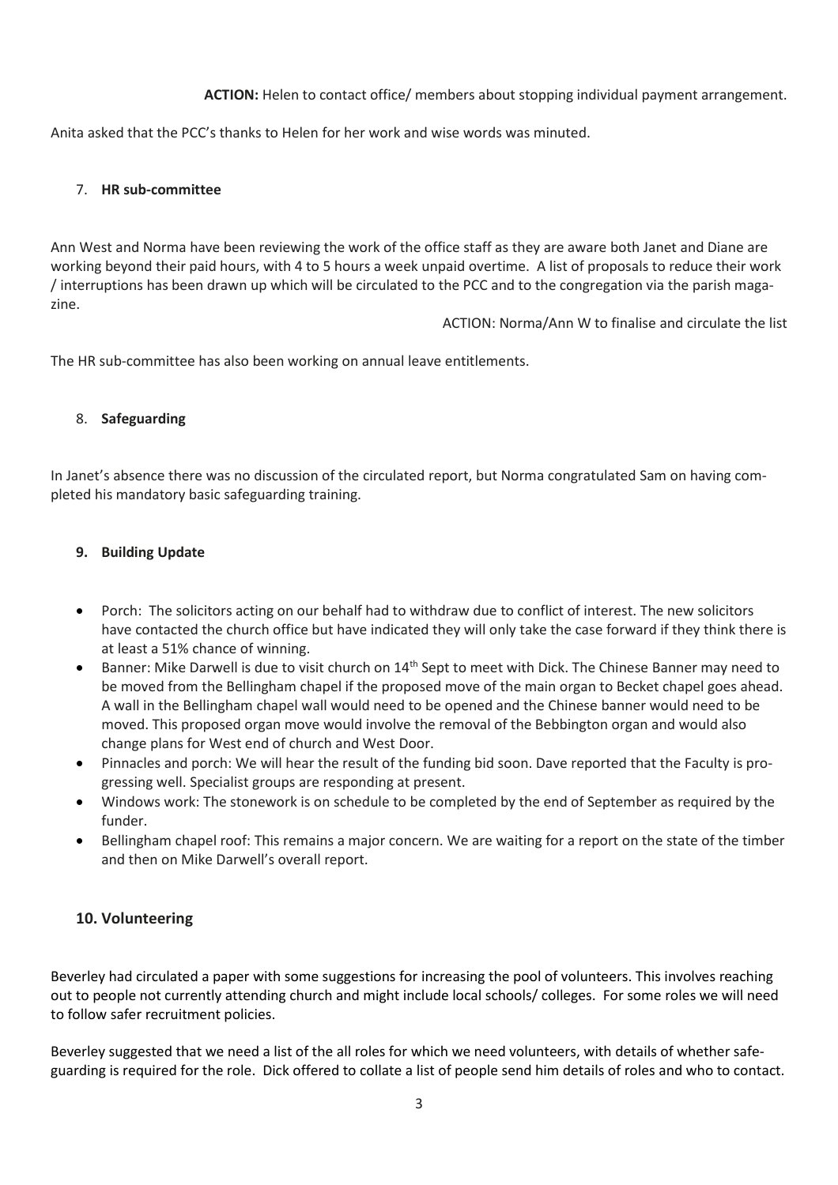**ACTION:** Helen to contact office/ members about stopping individual payment arrangement.

Anita asked that the PCC's thanks to Helen for her work and wise words was minuted.

7. **HR sub-committee**

Ann West and Norma have been reviewing the work of the office staff as they are aware both Janet and Diane are working beyond their paid hours, with 4 to 5 hours a week unpaid overtime. A list of proposals to reduce their work / interruptions has been drawn up which will be circulated to the PCC and to the congregation via the parish magazine.

ACTION: Norma/Ann W to finalise and circulate the list

The HR sub-committee has also been working on annual leave entitlements.

8. **Safeguarding**

In Janet's absence there was no discussion of the circulated report, but Norma congratulated Sam on having completed his mandatory basic safeguarding training.

9. **Building Update**

- Porch: The solicitors acting on our behalf had to withdraw due to conflict of interest. The new solicitors have contacted the church office but have indicated they will only take the case forward if they think there is at least a 51% chance of winning.
- Banner: Mike Darwell is due to visit church on 14th Sept to meet with Dick. The Chinese Banner may need to be moved from the Bellingham chapel if the proposed move of the main organ to Becket chapel goes ahead. A wall in the Bellingham chapel wall would need to be opened and the Chinese banner would need to be moved. This proposed organ move would involve the removal of the Bebbington organ and would also change plans for West end of church and West Door.
- Pinnacles and porch: We will hear the result of the funding bid soon. Dave reported that the Faculty is progressing well. Specialist groups are responding at present.
- Windows work: The stonework is on schedule to be completed by the end of September as required by the funder.
- Bellingham chapel roof: This remains a major concern. We are waiting for a report on the state of the timber and then on Mike Darwell's overall report.

## 10. Volunteering

Beverley had circulated a paper with some suggestions for increasing the pool of volunteers. This involves reaching out to people not currently attending church and might include local schools/ colleges. For some roles we will need to follow safer recruitment policies.

Beverley suggested that we need a list of the all roles for which we need volunteers, with details of whether safeguarding is required for the role. Dick offered to collate a list of people send him details of roles and who to contact.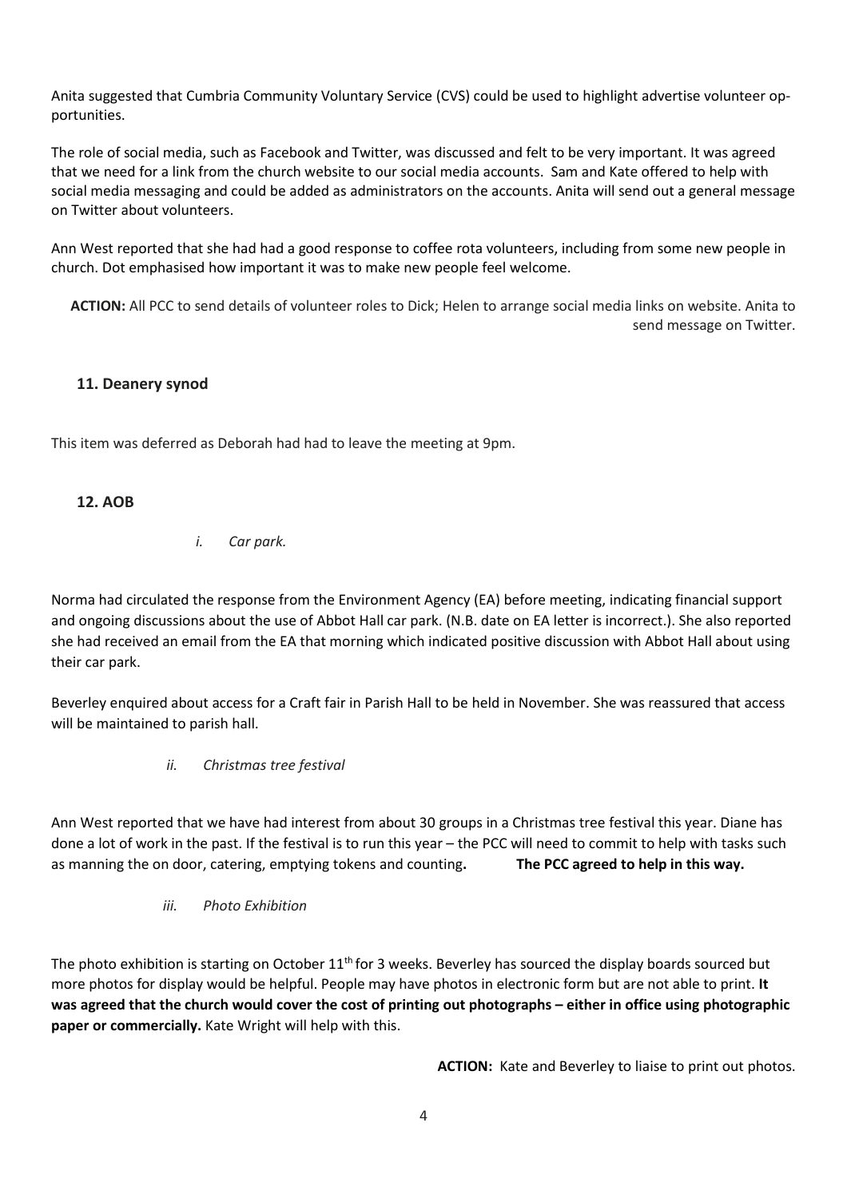Anita suggested that Cumbria Community Voluntary Service (CVS) could be used to highlight advertise volunteer opportunities.

The role of social media, such as Facebook and Twitter, was discussed and felt to be very important. It was agreed that we need for a link from the church website to our social media accounts. Sam and Kate offered to help with social media messaging and could be added as administrators on the accounts. Anita will send out a general message on Twitter about volunteers.

Ann West reported that she had had a good response to coffee rota volunteers, including from some new people in church. Dot emphasised how important it was to make new people feel welcome.

**ACTION:** All PCC to send details of volunteer roles to Dick; Helen to arrange social media links on website. Anita to send message on Twitter.

## 11. Deanery synod

This item was deferred as Deborah had had to leave the meeting at 9pm.

## 12. AOB

*i. Car park.*

Norma had circulated the response from the Environment Agency (EA) before meeting, indicating financial support and ongoing discussions about the use of Abbot Hall car park. (N.B. date on EA letter is incorrect.). She also reported she had received an email from the EA that morning which indicated positive discussion with Abbot Hall about using their car park.

Beverley enquired about access for a Craft fair in Parish Hall to be held in November. She was reassured that access will be maintained to parish hall.

*ii. Christmas tree festival*

Ann West reported that we have had interest from about 30 groups in a Christmas tree festival this year. Diane has done a lot of work in the past. If the festival is to run this year – the PCC will need to commit to help with tasks such as manning the on door, catering, emptying tokens and counting**.** **The PCC agreed to help in this way.**

*iii. Photo Exhibition*

The photo exhibition is starting on October 11th for 3 weeks. Beverley has sourced the display boards sourced but more photos for display would be helpful. People may have photos in electronic form but are not able to print. **It was agreed that the church would cover the cost of printing out photographs – either in office using photographic paper or commercially.** Kate Wright will help with this.

**ACTION:** Kate and Beverley to liaise to print out photos.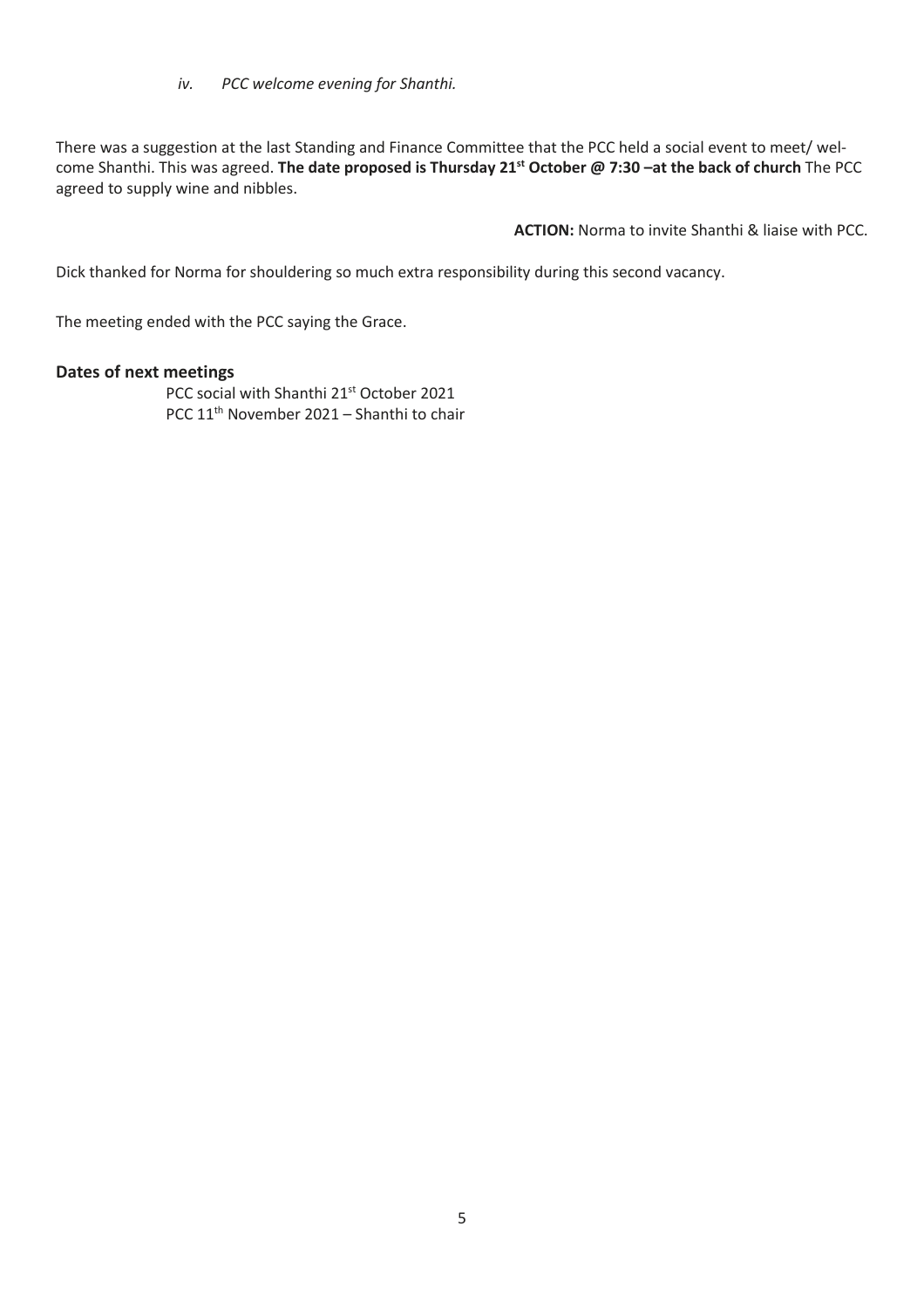*iv. PCC welcome evening for Shanthi.*

There was a suggestion at the last Standing and Finance Committee that the PCC held a social event to meet/ welcome Shanthi. This was agreed. **The date proposed is Thursday 21st October @ 7:30 –at the back of church** The PCC agreed to supply wine and nibbles.

**ACTION:** Norma to invite Shanthi & liaise with PCC.

Dick thanked for Norma for shouldering so much extra responsibility during this second vacancy.

The meeting ended with the PCC saying the Grace.

## Dates of next meetings

PCC social with Shanthi 21st October 2021
PCC 11th November 2021 – Shanthi to chair